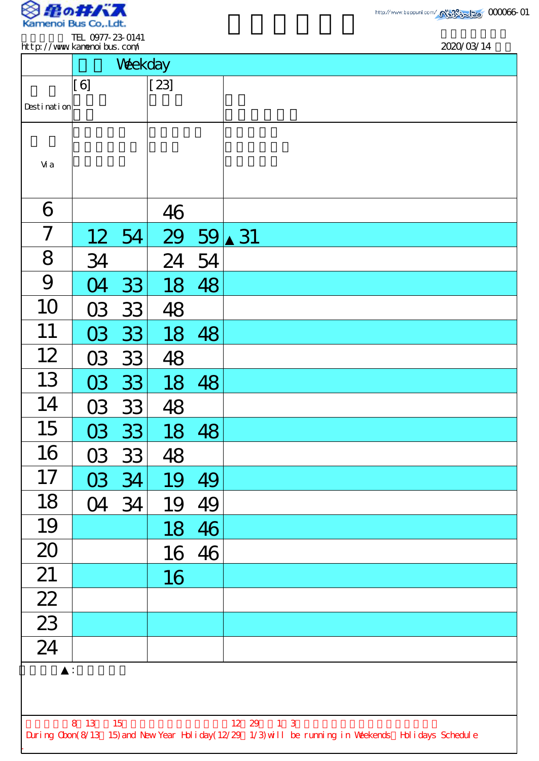Kamenoi Bus Co.,Ldt.

TEL 0977-23-0141
http://www.kamenoibus.com/

000066-01

2020/03/14

| | Weekday | | |
|---|---|---|---|
| Destination | [6] | [23] | |
| Via | | | |
| 6 | | 46 | |
| 7 | 12 54 | 29 59 | ▲31 |
| 8 | 34 | 24 54 | |
| 9 | 04 33 | 18 48 | |
| 10 | 03 33 | 48 | |
| 11 | 03 33 | 18 48 | |
| 12 | 03 33 | 48 | |
| 13 | 03 33 | 18 48 | |
| 14 | 03 33 | 48 | |
| 15 | 03 33 | 18 48 | |
| 16 | 03 33 | 48 | |
| 17 | 03 34 | 19 49 | |
| 18 | 04 34 | 19 49 | |
| 19 | | 18 46 | |
| 20 | | 16 46 | |
| 21 | | 16 | |
| 22 | | | |
| 23 | | | |
| 24 | | | |

▲:

8 13 15 12 29 1 3

During Obon(8/13～15) and New Year Holiday(12/29～1/3) will be running in Weekends・Holidays Schedule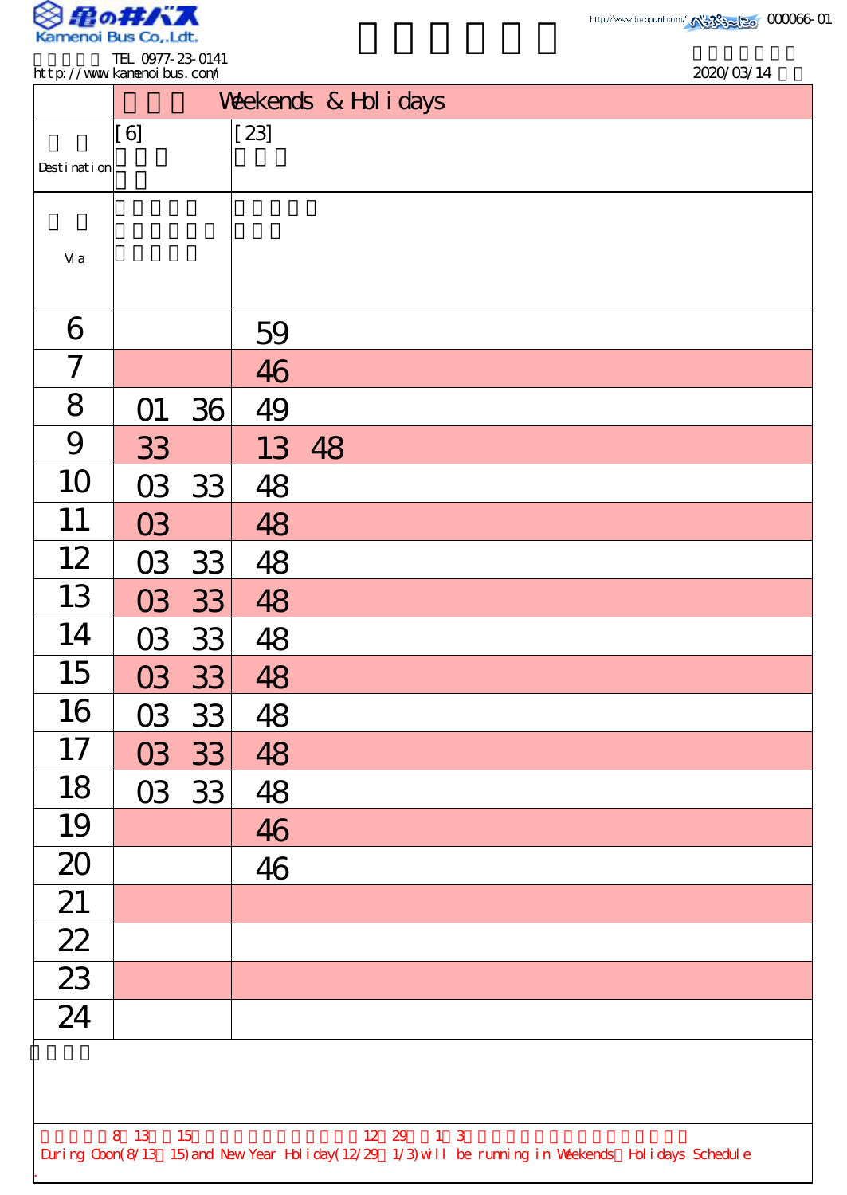Kamenoi Bus Co.,Ldt.

TEL 0977-23-0141
http://www.kamenoibus.com/

http://www.beppunl.com/ 000066-01

2020/03/14

| | Weekends & Holidays | |
|---|---|---|
| Destination | [6] | [23] |
| Via | | |
| 6 | | 59 |
| 7 | | 46 |
| 8 | 01 36 | 49 |
| 9 | 33 | 13 48 |
| 10 | 03 33 | 48 |
| 11 | 03 | 48 |
| 12 | 03 33 | 48 |
| 13 | 03 33 | 48 |
| 14 | 03 33 | 48 |
| 15 | 03 33 | 48 |
| 16 | 03 33 | 48 |
| 17 | 03 33 | 48 |
| 18 | 03 33 | 48 |
| 19 | | 46 |
| 20 | | 46 |
| 21 | | |
| 22 | | |
| 23 | | |
| 24 | | |

8 13 15 12 29 1 3

During Obon(8/13 15) and New Year Holiday(12/29 1/3) will be running in Weekends Holidays Schedule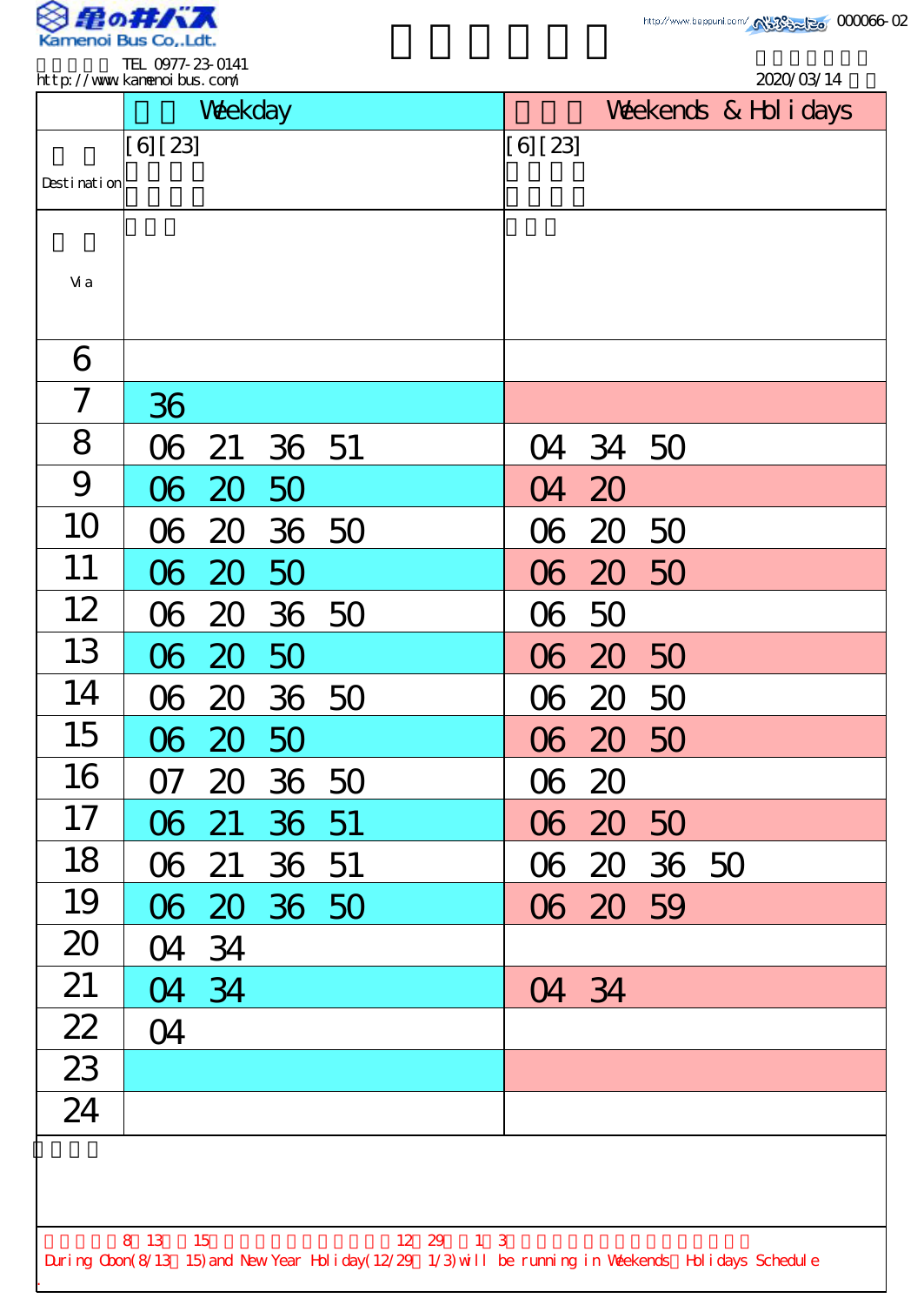Kamenoi Bus Co.,Ldt.

TEL 0977-23-0141
http://www.kamenoibus.com/

000066-02

2020/03/14

| | Weekday | Weekends & Holidays |
|---|---|---|
| Destination | [6][23] | [6][23] |
| Via | | |
| 6 | | |
| 7 | 36 | |
| 8 | 06 21 36 51 | 04 34 50 |
| 9 | 06 20 50 | 04 20 |
| 10 | 06 20 36 50 | 06 20 50 |
| 11 | 06 20 50 | 06 20 50 |
| 12 | 06 20 36 50 | 06 50 |
| 13 | 06 20 50 | 06 20 50 |
| 14 | 06 20 36 50 | 06 20 50 |
| 15 | 06 20 50 | 06 20 50 |
| 16 | 07 20 36 50 | 06 20 |
| 17 | 06 21 36 51 | 06 20 50 |
| 18 | 06 21 36 51 | 06 20 36 50 |
| 19 | 06 20 36 50 | 06 20 59 |
| 20 | 04 34 | |
| 21 | 04 34 | 04 34 |
| 22 | 04 | |
| 23 | | |
| 24 | | |

8 13 15 12 29 1 3

During Obon(8/13 15) and New Year Holiday(12/29 1/3) will be running in Weekends Holidays Schedule